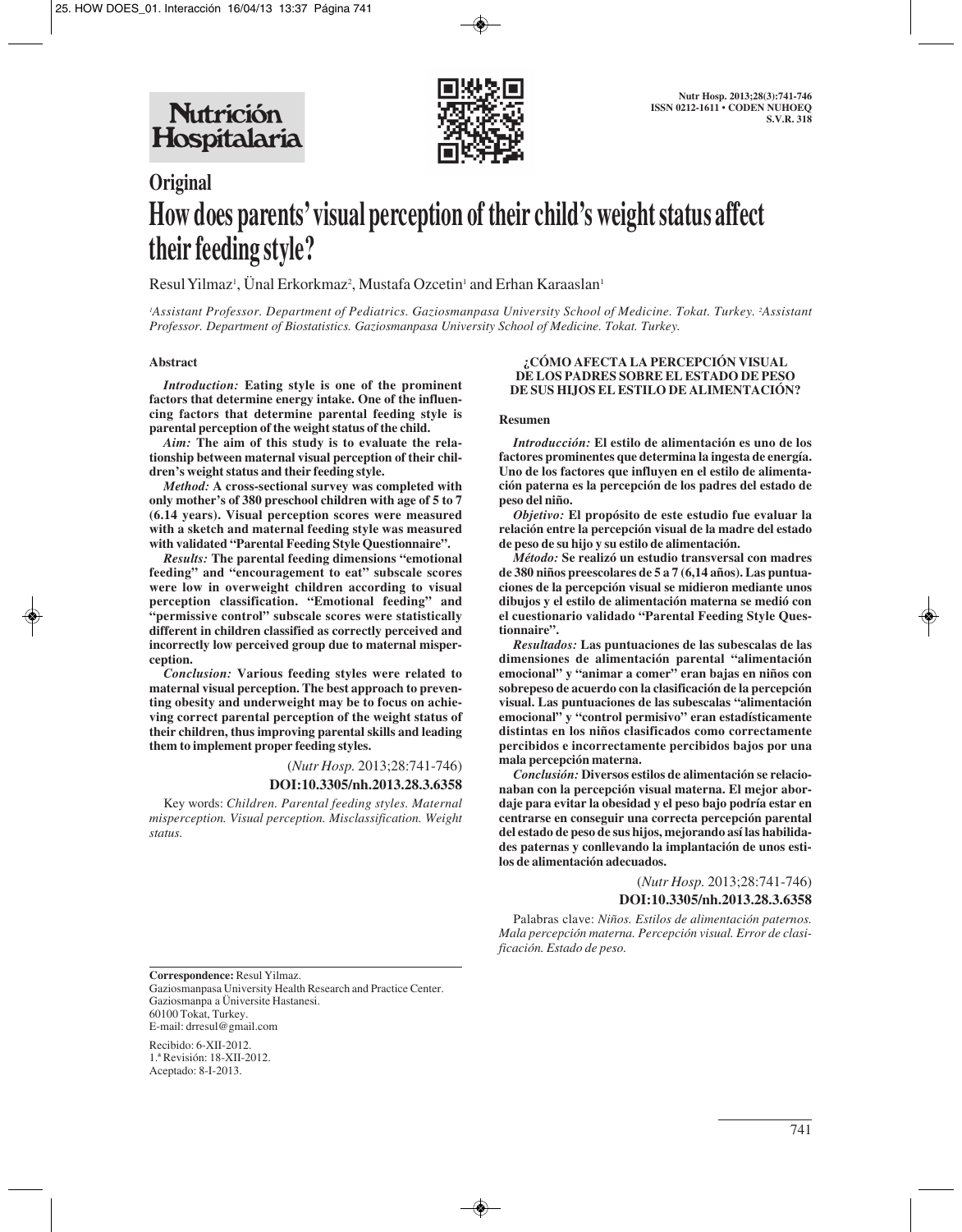## Original

# How does parents' visual perception of their child's weight status affect their feeding style?

Resul Yilmaz[1], Ünal Erkorkmaz[2], Mustafa Ozcetin[1] and Erhan Karaaslan[1]

*[1]Assistant Professor. Department of Pediatrics. Gaziosmanpasa University School of Medicine. Tokat. Turkey. [2]Assistant Professor. Department of Biostatistics. Gaziosmanpasa University School of Medicine. Tokat. Turkey.*

### Abstract

***Introduction:*** **Eating style is one of the prominent factors that determine energy intake. One of the influencing factors that determine parental feeding style is parental perception of the weight status of the child.**

***Aim:*** **The aim of this study is to evaluate the relationship between maternal visual perception of their children's weight status and their feeding style.**

***Method:*** **A cross-sectional survey was completed with only mother's of 380 preschool children with age of 5 to 7 (6.14 years). Visual perception scores were measured with a sketch and maternal feeding style was measured with validated "Parental Feeding Style Questionnaire".**

***Results:*** **The parental feeding dimensions "emotional feeding" and "encouragement to eat" subscale scores were low in overweight children according to visual perception classification. "Emotional feeding" and "permissive control" subscale scores were statistically different in children classified as correctly perceived and incorrectly low perceived group due to maternal misperception.**

***Conclusion:*** **Various feeding styles were related to maternal visual perception. The best approach to preventing obesity and underweight may be to focus on achieving correct parental perception of the weight status of their children, thus improving parental skills and leading them to implement proper feeding styles.**

(*Nutr Hosp.* 2013;28:741-746)

**DOI:10.3305/nh.2013.28.3.6358**

Key words: *Children. Parental feeding styles. Maternal misperception. Visual perception. Misclassification. Weight status.*

### ¿CÓMO AFECTA LA PERCEPCIÓN VISUAL DE LOS PADRES SOBRE EL ESTADO DE PESO DE SUS HIJOS EL ESTILO DE ALIMENTACIÓN?

### Resumen

***Introducción:*** **El estilo de alimentación es uno de los factores prominentes que determina la ingesta de energía. Uno de los factores que influyen en el estilo de alimentación paterna es la percepción de los padres del estado de peso del niño.**

***Objetivo:*** **El propósito de este estudio fue evaluar la relación entre la percepción visual de la madre del estado de peso de su hijo y su estilo de alimentación.**

***Método:*** **Se realizó un estudio transversal con madres de 380 niños preescolares de 5 a 7 (6,14 años). Las puntuaciones de la percepción visual se midieron mediante unos dibujos y el estilo de alimentación materna se medió con el cuestionario validado "Parental Feeding Style Questionnaire".**

***Resultados:*** **Las puntuaciones de las subescalas de las dimensiones de alimentación parental "alimentación emocional" y "animar a comer" eran bajas en niños con sobrepeso de acuerdo con la clasificación de la percepción visual. Las puntuaciones de las subescalas "alimentación emocional" y "control permisivo" eran estadísticamente distintas en los niños clasificados como correctamente percibidos e incorrectamente percibidos bajos por una mala percepción materna.**

***Conclusión:*** **Diversos estilos de alimentación se relacionaban con la percepción visual materna. El mejor abordaje para evitar la obesidad y el peso bajo podría estar en centrarse en conseguir una correcta percepción parental del estado de peso de sus hijos, mejorando así las habilidades paternas y conllevando la implantación de unos estilos de alimentación adecuados.**

(*Nutr Hosp.* 2013;28:741-746)

**DOI:10.3305/nh.2013.28.3.6358**

Palabras clave: *Niños. Estilos de alimentación paternos. Mala percepción materna. Percepción visual. Error de clasificación. Estado de peso.*

---

**Correspondence:** Resul Yilmaz.
Gaziosmanpasa University Health Research and Practice Center.
Gaziosmanpa a Üniversite Hastanesi.
60100 Tokat, Turkey.
E-mail: drresul@gmail.com

Recibido: 6-XII-2012.
1.ª Revisión: 18-XII-2012.
Aceptado: 8-I-2013.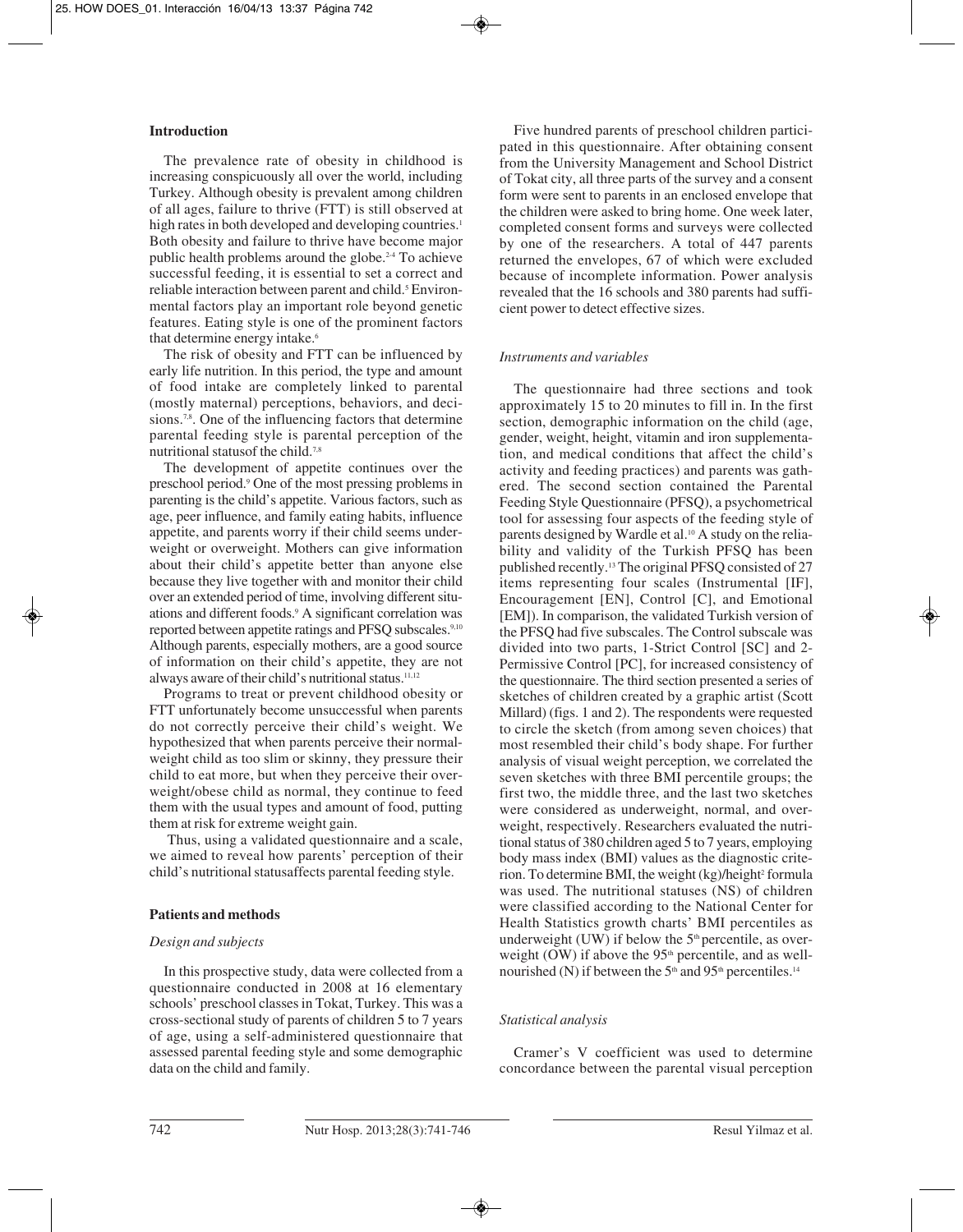## Introduction

The prevalence rate of obesity in childhood is increasing conspicuously all over the world, including Turkey. Although obesity is prevalent among children of all ages, failure to thrive (FTT) is still observed at high rates in both developed and developing countries.[1] Both obesity and failure to thrive have become major public health problems around the globe.[2-4] To achieve successful feeding, it is essential to set a correct and reliable interaction between parent and child.[5] Environmental factors play an important role beyond genetic features. Eating style is one of the prominent factors that determine energy intake.[6]

The risk of obesity and FTT can be influenced by early life nutrition. In this period, the type and amount of food intake are completely linked to parental (mostly maternal) perceptions, behaviors, and decisions.[7,8]. One of the influencing factors that determine parental feeding style is parental perception of the nutritional statusof the child.[7,8]

The development of appetite continues over the preschool period.[9] One of the most pressing problems in parenting is the child's appetite. Various factors, such as age, peer influence, and family eating habits, influence appetite, and parents worry if their child seems underweight or overweight. Mothers can give information about their child's appetite better than anyone else because they live together with and monitor their child over an extended period of time, involving different situations and different foods.[9] A significant correlation was reported between appetite ratings and PFSQ subscales.[9,10] Although parents, especially mothers, are a good source of information on their child's appetite, they are not always aware of their child's nutritional status.[11,12]

Programs to treat or prevent childhood obesity or FTT unfortunately become unsuccessful when parents do not correctly perceive their child's weight. We hypothesized that when parents perceive their normal-weight child as too slim or skinny, they pressure their child to eat more, but when they perceive their overweight/obese child as normal, they continue to feed them with the usual types and amount of food, putting them at risk for extreme weight gain.

Thus, using a validated questionnaire and a scale, we aimed to reveal how parents' perception of their child's nutritional statusaffects parental feeding style.

## Patients and methods

### *Design and subjects*

In this prospective study, data were collected from a questionnaire conducted in 2008 at 16 elementary schools' preschool classes in Tokat, Turkey. This was a cross-sectional study of parents of children 5 to 7 years of age, using a self-administered questionnaire that assessed parental feeding style and some demographic data on the child and family.

Five hundred parents of preschool children participated in this questionnaire. After obtaining consent from the University Management and School District of Tokat city, all three parts of the survey and a consent form were sent to parents in an enclosed envelope that the children were asked to bring home. One week later, completed consent forms and surveys were collected by one of the researchers. A total of 447 parents returned the envelopes, 67 of which were excluded because of incomplete information. Power analysis revealed that the 16 schools and 380 parents had sufficient power to detect effective sizes.

### *Instruments and variables*

The questionnaire had three sections and took approximately 15 to 20 minutes to fill in. In the first section, demographic information on the child (age, gender, weight, height, vitamin and iron supplementation, and medical conditions that affect the child's activity and feeding practices) and parents was gathered. The second section contained the Parental Feeding Style Questionnaire (PFSQ), a psychometrical tool for assessing four aspects of the feeding style of parents designed by Wardle et al.[10] A study on the reliability and validity of the Turkish PFSQ has been published recently.[13] The original PFSQ consisted of 27 items representing four scales (Instrumental [IF], Encouragement [EN], Control [C], and Emotional [EM]). In comparison, the validated Turkish version of the PFSQ had five subscales. The Control subscale was divided into two parts, 1-Strict Control [SC] and 2-Permissive Control [PC], for increased consistency of the questionnaire. The third section presented a series of sketches of children created by a graphic artist (Scott Millard) (figs. 1 and 2). The respondents were requested to circle the sketch (from among seven choices) that most resembled their child's body shape. For further analysis of visual weight perception, we correlated the seven sketches with three BMI percentile groups; the first two, the middle three, and the last two sketches were considered as underweight, normal, and overweight, respectively. Researchers evaluated the nutritional status of 380 children aged 5 to 7 years, employing body mass index (BMI) values as the diagnostic criterion. To determine BMI, the weight (kg)/height$^2$ formula was used. The nutritional statuses (NS) of children were classified according to the National Center for Health Statistics growth charts' BMI percentiles as underweight (UW) if below the 5$^{th}$ percentile, as overweight (OW) if above the 95$^{th}$ percentile, and as well-nourished (N) if between the 5$^{th}$ and 95$^{th}$ percentiles.[14]

### *Statistical analysis*

Cramer's V coefficient was used to determine concordance between the parental visual perception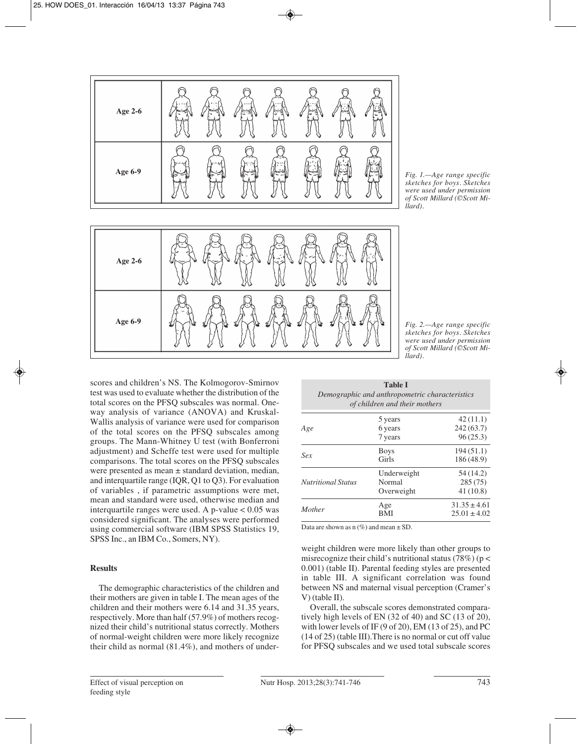Fig. 1.—Age range specific sketches for boys. Sketches were used under permission of Scott Millard (©Scott Millard).

Fig. 2.—Age range specific sketches for boys. Sketches were used under permission of Scott Millard (©Scott Millard).

scores and children's NS. The Kolmogorov-Smirnov test was used to evaluate whether the distribution of the total scores on the PFSQ subscales was normal. One-way analysis of variance (ANOVA) and Kruskal-Wallis analysis of variance were used for comparison of the total scores on the PFSQ subscales among groups. The Mann-Whitney U test (with Bonferroni adjustment) and Scheffe test were used for multiple comparisons. The total scores on the PFSQ subscales were presented as mean ± standard deviation, median, and interquartile range (IQR, Q1 to Q3). For evaluation of variables , if parametric assumptions were met, mean and standard were used, otherwise median and interquartile ranges were used. A p-value < 0.05 was considered significant. The analyses were performed using commercial software (IBM SPSS Statistics 19, SPSS Inc., an IBM Co., Somers, NY).

## Results

The demographic characteristics of the children and their mothers are given in table I. The mean ages of the children and their mothers were 6.14 and 31.35 years, respectively. More than half (57.9%) of mothers recognized their child's nutritional status correctly. Mothers of normal-weight children were more likely recognize their child as normal (81.4%), and mothers of underweight children were more likely than other groups to misrecognize their child's nutritional status (78%) ($p < 0.001$) (table II). Parental feeding styles are presented in table III. A significant correlation was found between NS and maternal visual perception (Cramer's V) (table II).

**Table I**
*Demographic and anthropometric characteristics of children and their mothers*

| | | |
|---|---|---|
| *Age* | 5 years | 42 (11.1) |
| | 6 years | 242 (63.7) |
| | 7 years | 96 (25.3) |
| *Sex* | Boys | 194 (51.1) |
| | Girls | 186 (48.9) |
| *Nutritional Status* | Underweight | 54 (14.2) |
| | Normal | 285 (75) |
| | Overweight | 41 (10.8) |
| *Mother* | Age | 31.35 ± 4.61 |
| | BMI | 25.01 ± 4.02 |

Data are shown as n (%) and mean ± SD.

Overall, the subscale scores demonstrated comparatively high levels of EN (32 of 40) and SC (13 of 20), with lower levels of IF (9 of 20), EM (13 of 25), and PC (14 of 25) (table III). There is no normal or cut off value for PFSQ subscales and we used total subscale scores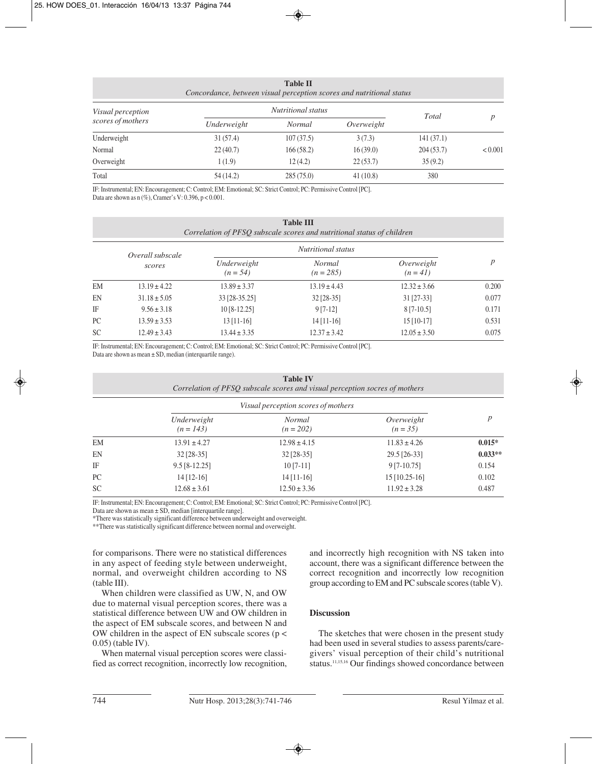**Table II**
*Concordance, between visual perception scores and nutritional status*

| Visual perception scores of mothers | Nutritional status | | | Total | p |
|---|---|---|---|---|---|
| | Underweight | Normal | Overweight | | |
| Underweight | 31 (57.4) | 107 (37.5) | 3 (7.3) | 141 (37.1) | |
| Normal | 22 (40.7) | 166 (58.2) | 16 (39.0) | 204 (53.7) | < 0.001 |
| Overweight | 1 (1.9) | 12 (4.2) | 22 (53.7) | 35 (9.2) | |
| Total | 54 (14.2) | 285 (75.0) | 41 (10.8) | 380 | |

IF: Instrumental; EN: Encouragement; C: Control; EM: Emotional; SC: Strict Control; PC: Permissive Control [PC].
Data are shown as n (%), Cramer's V: 0.396, $p < 0.001$.

**Table III**
*Correlation of PFSQ subscale scores and nutritional status of children*

| | Overall subscale scores | Nutritional status | | | p |
|---|---|---|---|---|---|
| | | Underweight (n = 54) | Normal (n = 285) | Overweight (n = 41) | |
| EM | 13.19 ± 4.22 | 13.89 ± 3.37 | 13.19 ± 4.43 | 12.32 ± 3.66 | 0.200 |
| EN | 31.18 ± 5.05 | 33 [28-35.25] | 32 [28-35] | 31 [27-33] | 0.077 |
| IF | 9.56 ± 3.18 | 10 [8-12.25] | 9 [7-12] | 8 [7-10.5] | 0.171 |
| PC | 13.59 ± 3.53 | 13 [11-16] | 14 [11-16] | 15 [10-17] | 0.531 |
| SC | 12.49 ± 3.43 | 13.44 ± 3.35 | 12.37 ± 3.42 | 12.05 ± 3.50 | 0.075 |

IF: Instrumental; EN: Encouragement; C: Control; EM: Emotional; SC: Strict Control; PC: Permissive Control [PC].
Data are shown as mean ± SD, median (interquartile range).

**Table IV**
*Correlation of PFSQ subscale scores and visual perception socres of mothers*

| | Visual perception scores of mothers | | | p |
|---|---|---|---|---|
| | Underweight (n = 143) | Normal (n = 202) | Overweight (n = 35) | |
| EM | 13.91 ± 4.27 | 12.98 ± 4.15 | 11.83 ± 4.26 | **0.015*** |
| EN | 32 [28-35] | 32 [28-35] | 29.5 [26-33] | **0.033**** |
| IF | 9.5 [8-12.25] | 10 [7-11] | 9 [7-10.75] | 0.154 |
| PC | 14 [12-16] | 14 [11-16] | 15 [10.25-16] | 0.102 |
| SC | 12.68 ± 3.61 | 12.50 ± 3.36 | 11.92 ± 3.28 | 0.487 |

IF: Instrumental; EN: Encouragement; C: Control; EM: Emotional; SC: Strict Control; PC: Permissive Control [PC].
Data are shown as mean ± SD, median [interquartile range].
*There was statistically significant difference between underweight and overweight.
**There was statistically significant difference between normal and overweight.

for comparisons. There were no statistical differences in any aspect of feeding style between underweight, normal, and overweight children according to NS (table III).

When children were classified as UW, N, and OW due to maternal visual perception scores, there was a statistical difference between UW and OW children in the aspect of EM subscale scores, and between N and OW children in the aspect of EN subscale scores ($p < 0.05$) (table IV).

When maternal visual perception scores were classified as correct recognition, incorrectly low recognition, and incorrectly high recognition with NS taken into account, there was a significant difference between the correct recognition and incorrectly low recognition group according to EM and PC subscale scores (table V).

## Discussion

The sketches that were chosen in the present study had been used in several studies to assess parents/caregivers' visual perception of their child's nutritional status.[11,15,16] Our findings showed concordance between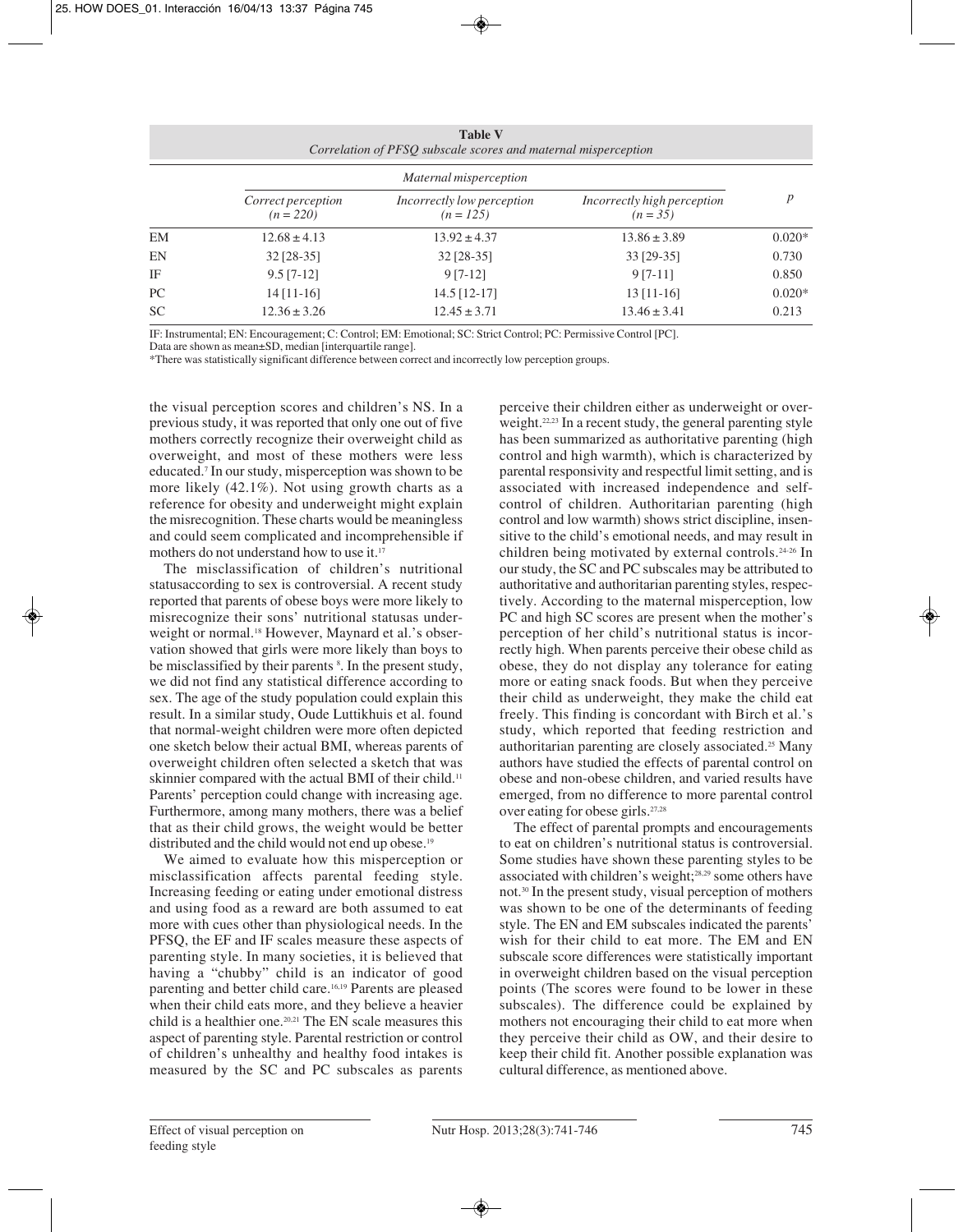**Table V**
*Correlation of PFSQ subscale scores and maternal misperception*

| | *Maternal misperception* | | | $p$ |
|---|---|---|---|---|
| | *Correct perception (n = 220)* | *Incorrectly low perception (n = 125)* | *Incorrectly high perception (n = 35)* | |
| EM | 12.68 ± 4.13 | 13.92 ± 4.37 | 13.86 ± 3.89 | 0.020* |
| EN | 32 [28-35] | 32 [28-35] | 33 [29-35] | 0.730 |
| IF | 9.5 [7-12] | 9 [7-12] | 9 [7-11] | 0.850 |
| PC | 14 [11-16] | 14.5 [12-17] | 13 [11-16] | 0.020* |
| SC | 12.36 ± 3.26 | 12.45 ± 3.71 | 13.46 ± 3.41 | 0.213 |

IF: Instrumental; EN: Encouragement; C: Control; EM: Emotional; SC: Strict Control; PC: Permissive Control [PC].
Data are shown as mean±SD, median [interquartile range].
*There was statistically significant difference between correct and incorrectly low perception groups.

the visual perception scores and children's NS. In a previous study, it was reported that only one out of five mothers correctly recognize their overweight child as overweight, and most of these mothers were less educated.[7] In our study, misperception was shown to be more likely (42.1%). Not using growth charts as a reference for obesity and underweight might explain the misrecognition. These charts would be meaningless and could seem complicated and incomprehensible if mothers do not understand how to use it.[17]

The misclassification of children's nutritional statusaccording to sex is controversial. A recent study reported that parents of obese boys were more likely to misrecognize their sons' nutritional statusas underweight or normal.[18] However, Maynard et al.'s observation showed that girls were more likely than boys to be misclassified by their parents [8]. In the present study, we did not find any statistical difference according to sex. The age of the study population could explain this result. In a similar study, Oude Luttikhuis et al. found that normal-weight children were more often depicted one sketch below their actual BMI, whereas parents of overweight children often selected a sketch that was skinnier compared with the actual BMI of their child.[11] Parents' perception could change with increasing age. Furthermore, among many mothers, there was a belief that as their child grows, the weight would be better distributed and the child would not end up obese.[19]

We aimed to evaluate how this misperception or misclassification affects parental feeding style. Increasing feeding or eating under emotional distress and using food as a reward are both assumed to eat more with cues other than physiological needs. In the PFSQ, the EF and IF scales measure these aspects of parenting style. In many societies, it is believed that having a "chubby" child is an indicator of good parenting and better child care.[16,19] Parents are pleased when their child eats more, and they believe a heavier child is a healthier one.[20,21] The EN scale measures this aspect of parenting style. Parental restriction or control of children's unhealthy and healthy food intakes is measured by the SC and PC subscales as parents perceive their children either as underweight or overweight.[22,23] In a recent study, the general parenting style has been summarized as authoritative parenting (high control and high warmth), which is characterized by parental responsivity and respectful limit setting, and is associated with increased independence and self-control of children. Authoritarian parenting (high control and low warmth) shows strict discipline, insensitive to the child's emotional needs, and may result in children being motivated by external controls.[24-26] In our study, the SC and PC subscales may be attributed to authoritative and authoritarian parenting styles, respectively. According to the maternal misperception, low PC and high SC scores are present when the mother's perception of her child's nutritional status is incorrectly high. When parents perceive their obese child as obese, they do not display any tolerance for eating more or eating snack foods. But when they perceive their child as underweight, they make the child eat freely. This finding is concordant with Birch et al.'s study, which reported that feeding restriction and authoritarian parenting are closely associated.[25] Many authors have studied the effects of parental control on obese and non-obese children, and varied results have emerged, from no difference to more parental control over eating for obese girls.[27,28]

The effect of parental prompts and encouragements to eat on children's nutritional status is controversial. Some studies have shown these parenting styles to be associated with children's weight;[28,29] some others have not.[30] In the present study, visual perception of mothers was shown to be one of the determinants of feeding style. The EN and EM subscales indicated the parents' wish for their child to eat more. The EM and EN subscale score differences were statistically important in overweight children based on the visual perception points (The scores were found to be lower in these subscales). The difference could be explained by mothers not encouraging their child to eat more when they perceive their child as OW, and their desire to keep their child fit. Another possible explanation was cultural difference, as mentioned above.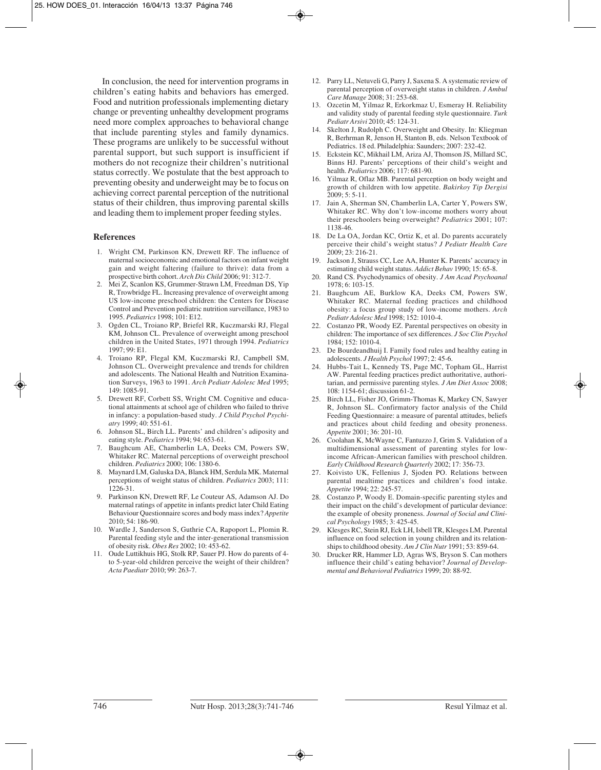In conclusion, the need for intervention programs in children's eating habits and behaviors has emerged. Food and nutrition professionals implementing dietary change or preventing unhealthy development programs need more complex approaches to behavioral change that include parenting styles and family dynamics. These programs are unlikely to be successful without parental support, but such support is insufficient if mothers do not recognize their children's nutritional status correctly. We postulate that the best approach to preventing obesity and underweight may be to focus on achieving correct parental perception of the nutritional status of their children, thus improving parental skills and leading them to implement proper feeding styles.

## References

1. Wright CM, Parkinson KN, Drewett RF. The influence of maternal socioeconomic and emotional factors on infant weight gain and weight faltering (failure to thrive): data from a prospective birth cohort. *Arch Dis Child* 2006; 91: 312-7.
2. Mei Z, Scanlon KS, Grummer-Strawn LM, Freedman DS, Yip R, Trowbridge FL. Increasing prevalence of overweight among US low-income preschool children: the Centers for Disease Control and Prevention pediatric nutrition surveillance, 1983 to 1995. *Pediatrics* 1998; 101: E12.
3. Ogden CL, Troiano RP, Briefel RR, Kuczmarski RJ, Flegal KM, Johnson CL. Prevalence of overweight among preschool children in the United States, 1971 through 1994. *Pediatrics* 1997; 99: E1.
4. Troiano RP, Flegal KM, Kuczmarski RJ, Campbell SM, Johnson CL. Overweight prevalence and trends for children and adolescents. The National Health and Nutrition Examination Surveys, 1963 to 1991. *Arch Pediatr Adolesc Med* 1995; 149: 1085-91.
5. Drewett RF, Corbett SS, Wright CM. Cognitive and educational attainments at school age of children who failed to thrive in infancy: a population-based study. *J Child Psychol Psychiatry* 1999; 40: 551-61.
6. Johnson SL, Birch LL. Parents' and children's adiposity and eating style. *Pediatrics* 1994; 94: 653-61.
7. Baughcum AE, Chamberlin LA, Deeks CM, Powers SW, Whitaker RC. Maternal perceptions of overweight preschool children. *Pediatrics* 2000; 106: 1380-6.
8. Maynard LM, Galuska DA, Blanck HM, Serdula MK. Maternal perceptions of weight status of children. *Pediatrics* 2003; 111: 1226-31.
9. Parkinson KN, Drewett RF, Le Couteur AS, Adamson AJ. Do maternal ratings of appetite in infants predict later Child Eating Behaviour Questionnaire scores and body mass index? *Appetite* 2010; 54: 186-90.
10. Wardle J, Sanderson S, Guthrie CA, Rapoport L, Plomin R. Parental feeding style and the inter-generational transmission of obesity risk. *Obes Res* 2002; 10: 453-62.
11. Oude Luttikhuis HG, Stolk RP, Sauer PJ. How do parents of 4- to 5-year-old children perceive the weight of their children? *Acta Paediatr* 2010; 99: 263-7.
12. Parry LL, Netuveli G, Parry J, Saxena S. A systematic review of parental perception of overweight status in children. *J Ambul Care Manage* 2008; 31: 253-68.
13. Ozcetin M, Yilmaz R, Erkorkmaz U, Esmeray H. Reliability and validity study of parental feeding style questionnaire. *Turk Pediatr Arsivi* 2010; 45: 124-31.
14. Skelton J, Rudolph C. Overweight and Obesity. In: Kliegman R, Berhrman R, Jenson H, Stanton B, eds. Nelson Textbook of Pediatrics. 18 ed. Philadelphia: Saunders; 2007: 232-42.
15. Eckstein KC, Mikhail LM, Ariza AJ, Thomson JS, Millard SC, Binns HJ. Parents' perceptions of their child's weight and health. *Pediatrics* 2006; 117: 681-90.
16. Yilmaz R, Oflaz MB. Parental perception on body weight and growth of children with low appetite. *Bakirkoy Tip Dergisi* 2009; 5: 5-11.
17. Jain A, Sherman SN, Chamberlin LA, Carter Y, Powers SW, Whitaker RC. Why don't low-income mothers worry about their preschoolers being overweight? *Pediatrics* 2001; 107: 1138-46.
18. De La OA, Jordan KC, Ortiz K, et al. Do parents accurately perceive their child's weight status? *J Pediatr Health Care* 2009; 23: 216-21.
19. Jackson J, Strauss CC, Lee AA, Hunter K. Parents' accuracy in estimating child weight status. *Addict Behav* 1990; 15: 65-8.
20. Rand CS. Psychodynamics of obesity. *J Am Acad Psychoanal* 1978; 6: 103-15.
21. Baughcum AE, Burklow KA, Deeks CM, Powers SW, Whitaker RC. Maternal feeding practices and childhood obesity: a focus group study of low-income mothers. *Arch Pediatr Adolesc Med* 1998; 152: 1010-4.
22. Costanzo PR, Woody EZ. Parental perspectives on obesity in children: The importance of sex differences. *J Soc Clin Psychol* 1984; 152: 1010-4.
23. De Bourdeandhuij I. Family food rules and healthy eating in adolescents. *J Health Psychol* 1997; 2: 45-6.
24. Hubbs-Tait L, Kennedy TS, Page MC, Topham GL, Harrist AW. Parental feeding practices predict authoritative, authoritarian, and permissive parenting styles. *J Am Diet Assoc* 2008; 108: 1154-61; discussion 61-2.
25. Birch LL, Fisher JO, Grimm-Thomas K, Markey CN, Sawyer R, Johnson SL. Confirmatory factor analysis of the Child Feeding Questionnaire: a measure of parental attitudes, beliefs and practices about child feeding and obesity proneness. *Appetite* 2001; 36: 201-10.
26. Coolahan K, McWayne C, Fantuzzo J, Grim S. Validation of a multidimensional assessment of parenting styles for low-income African-American families with preschool children. *Early Childhood Research Quarterly* 2002; 17: 356-73.
27. Koivisto UK, Fellenius J, Sjoden PO. Relations between parental mealtime practices and children's food intake. *Appetite* 1994; 22: 245-57.
28. Costanzo P, Woody E. Domain-specific parenting styles and their impact on the child's development of particular deviance: the example of obesity proneness. *Journal of Social and Clinical Psychology* 1985; 3: 425-45.
29. Klesges RC, Stein RJ, Eck LH, Isbell TR, Klesges LM. Parental influence on food selection in young children and its relationships to childhood obesity. *Am J Clin Nutr* 1991; 53: 859-64.
30. Drucker RR, Hammer LD, Agras WS, Bryson S. Can mothers influence their child's eating behavior? *Journal of Developmental and Behavioral Pediatrics* 1999; 20: 88-92.